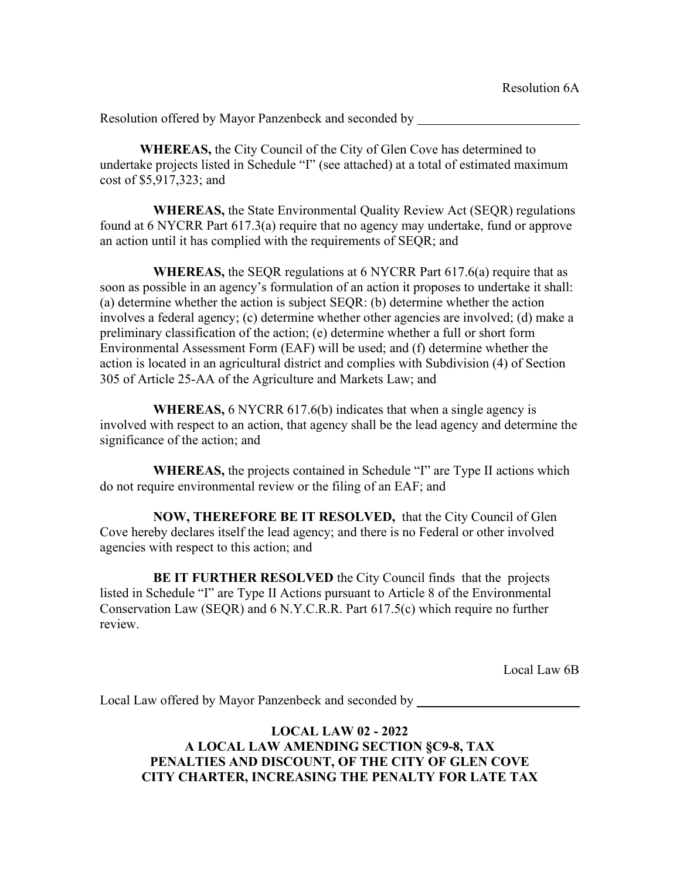Resolution 6A

Resolution offered by Mayor Panzenbeck and seconded by \_\_\_\_\_\_\_\_\_\_\_\_\_\_\_\_\_\_\_\_\_\_\_\_

**WHEREAS,** the City Council of the City of Glen Cove has determined to undertake projects listed in Schedule "I" (see attached) at a total of estimated maximum cost of $5,917,323; and

**WHEREAS,** the State Environmental Quality Review Act (SEQR) regulations found at 6 NYCRR Part 617.3(a) require that no agency may undertake, fund or approve an action until it has complied with the requirements of SEQR; and

**WHEREAS,** the SEQR regulations at 6 NYCRR Part 617.6(a) require that as soon as possible in an agency's formulation of an action it proposes to undertake it shall: (a) determine whether the action is subject SEQR: (b) determine whether the action involves a federal agency; (c) determine whether other agencies are involved; (d) make a preliminary classification of the action; (e) determine whether a full or short form Environmental Assessment Form (EAF) will be used; and (f) determine whether the action is located in an agricultural district and complies with Subdivision (4) of Section 305 of Article 25-AA of the Agriculture and Markets Law; and

**WHEREAS,** 6 NYCRR 617.6(b) indicates that when a single agency is involved with respect to an action, that agency shall be the lead agency and determine the significance of the action; and

**WHEREAS,** the projects contained in Schedule "I" are Type II actions which do not require environmental review or the filing of an EAF; and

**NOW, THEREFORE BE IT RESOLVED,** that the City Council of Glen Cove hereby declares itself the lead agency; and there is no Federal or other involved agencies with respect to this action; and

**BE IT FURTHER RESOLVED** the City Council finds that the projects listed in Schedule "I" are Type II Actions pursuant to Article 8 of the Environmental Conservation Law (SEQR) and 6 N.Y.C.R.R. Part 617.5(c) which require no further review.

Local Law 6B

Local Law offered by Mayor Panzenbeck and seconded by \_\_\_\_\_\_\_\_\_\_\_\_\_\_\_\_\_\_\_\_\_\_\_\_

**LOCAL LAW 02 - 2022**
**A LOCAL LAW AMENDING SECTION §C9-8, TAX PENALTIES AND DISCOUNT, OF THE CITY OF GLEN COVE CITY CHARTER, INCREASING THE PENALTY FOR LATE TAX**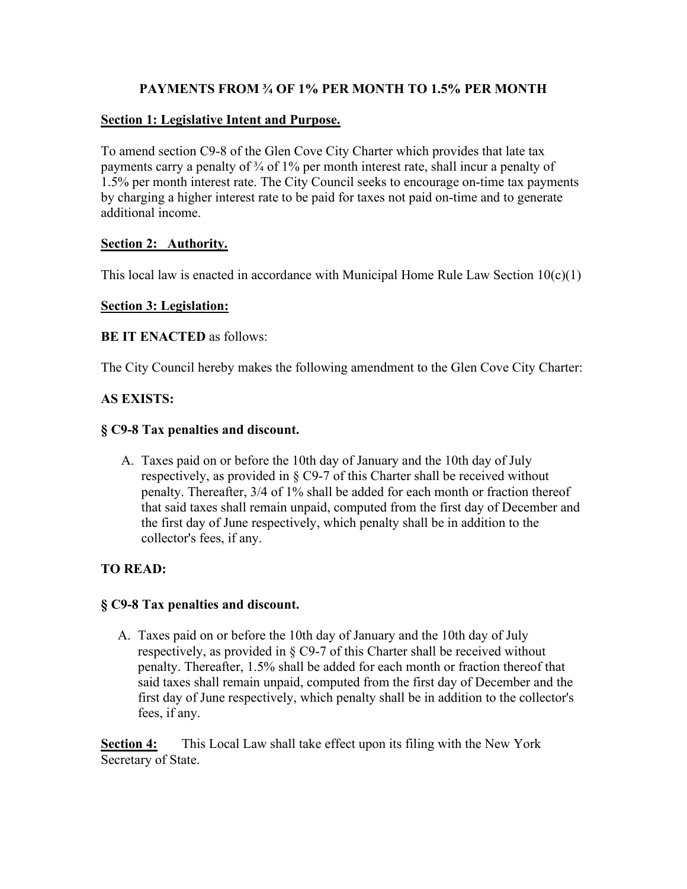**PAYMENTS FROM ¾ OF 1% PER MONTH TO 1.5% PER MONTH**

**Section 1: Legislative Intent and Purpose.**

To amend section C9-8 of the Glen Cove City Charter which provides that late tax payments carry a penalty of ¾ of 1% per month interest rate, shall incur a penalty of 1.5% per month interest rate. The City Council seeks to encourage on-time tax payments by charging a higher interest rate to be paid for taxes not paid on-time and to generate additional income.

**Section 2: Authority.**

This local law is enacted in accordance with Municipal Home Rule Law Section 10(c)(1)

**Section 3: Legislation:**

**BE IT ENACTED** as follows:

The City Council hereby makes the following amendment to the Glen Cove City Charter:

**AS EXISTS:**

**§ C9-8 Tax penalties and discount.**

A. Taxes paid on or before the 10th day of January and the 10th day of July respectively, as provided in § C9-7 of this Charter shall be received without penalty. Thereafter, 3/4 of 1% shall be added for each month or fraction thereof that said taxes shall remain unpaid, computed from the first day of December and the first day of June respectively, which penalty shall be in addition to the collector's fees, if any.

**TO READ:**

**§ C9-8 Tax penalties and discount.**

A. Taxes paid on or before the 10th day of January and the 10th day of July respectively, as provided in § C9-7 of this Charter shall be received without penalty. Thereafter, 1.5% shall be added for each month or fraction thereof that said taxes shall remain unpaid, computed from the first day of December and the first day of June respectively, which penalty shall be in addition to the collector's fees, if any.

**Section 4:** This Local Law shall take effect upon its filing with the New York Secretary of State.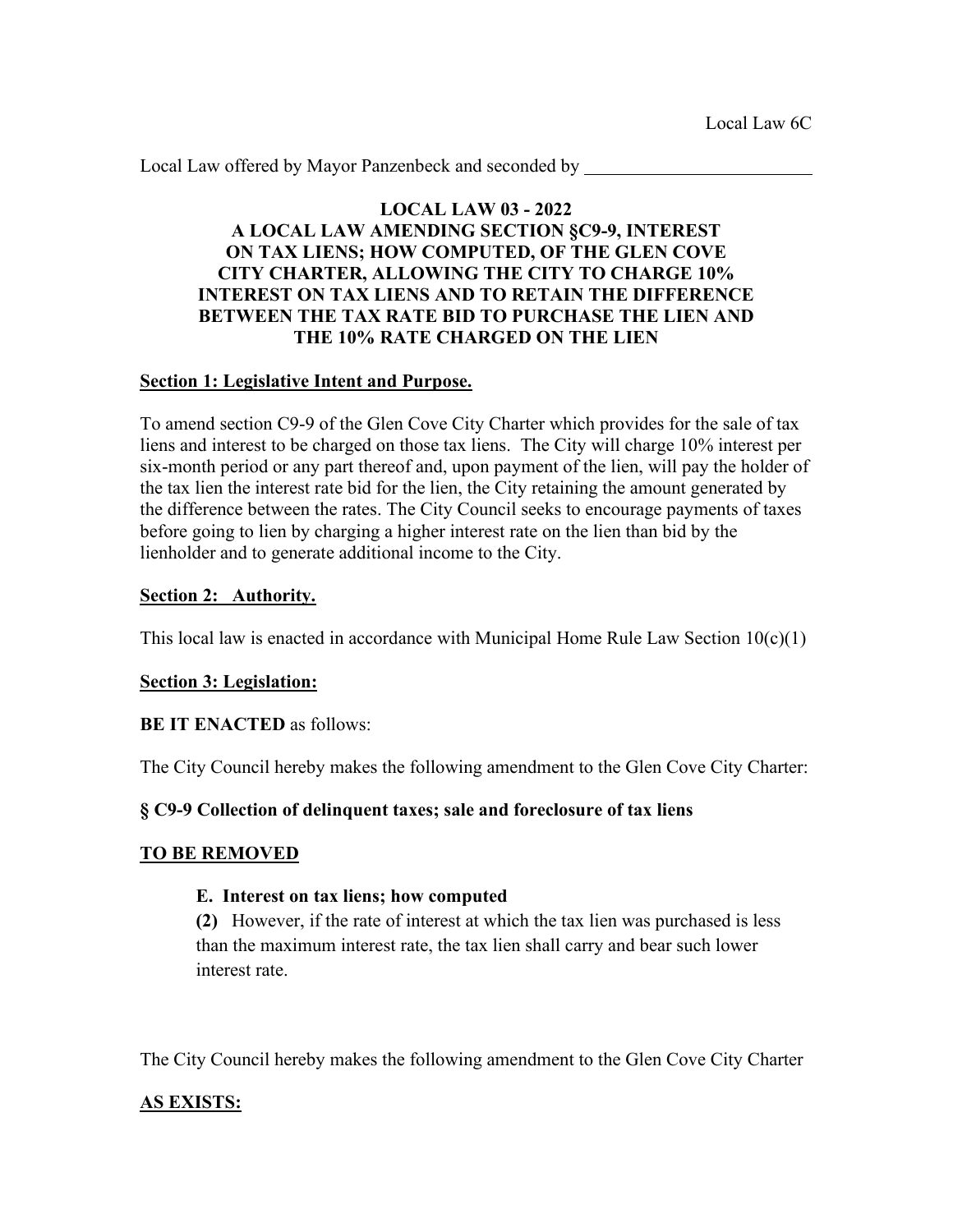Local Law 6C

Local Law offered by Mayor Panzenbeck and seconded by \_\_\_\_\_\_\_\_\_\_\_\_\_\_\_\_\_\_\_\_\_\_\_\_\_

**LOCAL LAW 03 - 2022**
**A LOCAL LAW AMENDING SECTION §C9-9, INTEREST ON TAX LIENS; HOW COMPUTED, OF THE GLEN COVE CITY CHARTER, ALLOWING THE CITY TO CHARGE 10% INTEREST ON TAX LIENS AND TO RETAIN THE DIFFERENCE BETWEEN THE TAX RATE BID TO PURCHASE THE LIEN AND THE 10% RATE CHARGED ON THE LIEN**

**Section 1: Legislative Intent and Purpose.**

To amend section C9-9 of the Glen Cove City Charter which provides for the sale of tax liens and interest to be charged on those tax liens. The City will charge 10% interest per six-month period or any part thereof and, upon payment of the lien, will pay the holder of the tax lien the interest rate bid for the lien, the City retaining the amount generated by the difference between the rates. The City Council seeks to encourage payments of taxes before going to lien by charging a higher interest rate on the lien than bid by the lienholder and to generate additional income to the City.

**Section 2: Authority.**

This local law is enacted in accordance with Municipal Home Rule Law Section 10(c)(1)

**Section 3: Legislation:**

**BE IT ENACTED** as follows:

The City Council hereby makes the following amendment to the Glen Cove City Charter:

**§ C9-9 Collection of delinquent taxes; sale and foreclosure of tax liens**

**TO BE REMOVED**

**E. Interest on tax liens; how computed**

**(2)** However, if the rate of interest at which the tax lien was purchased is less than the maximum interest rate, the tax lien shall carry and bear such lower interest rate.

The City Council hereby makes the following amendment to the Glen Cove City Charter

**AS EXISTS:**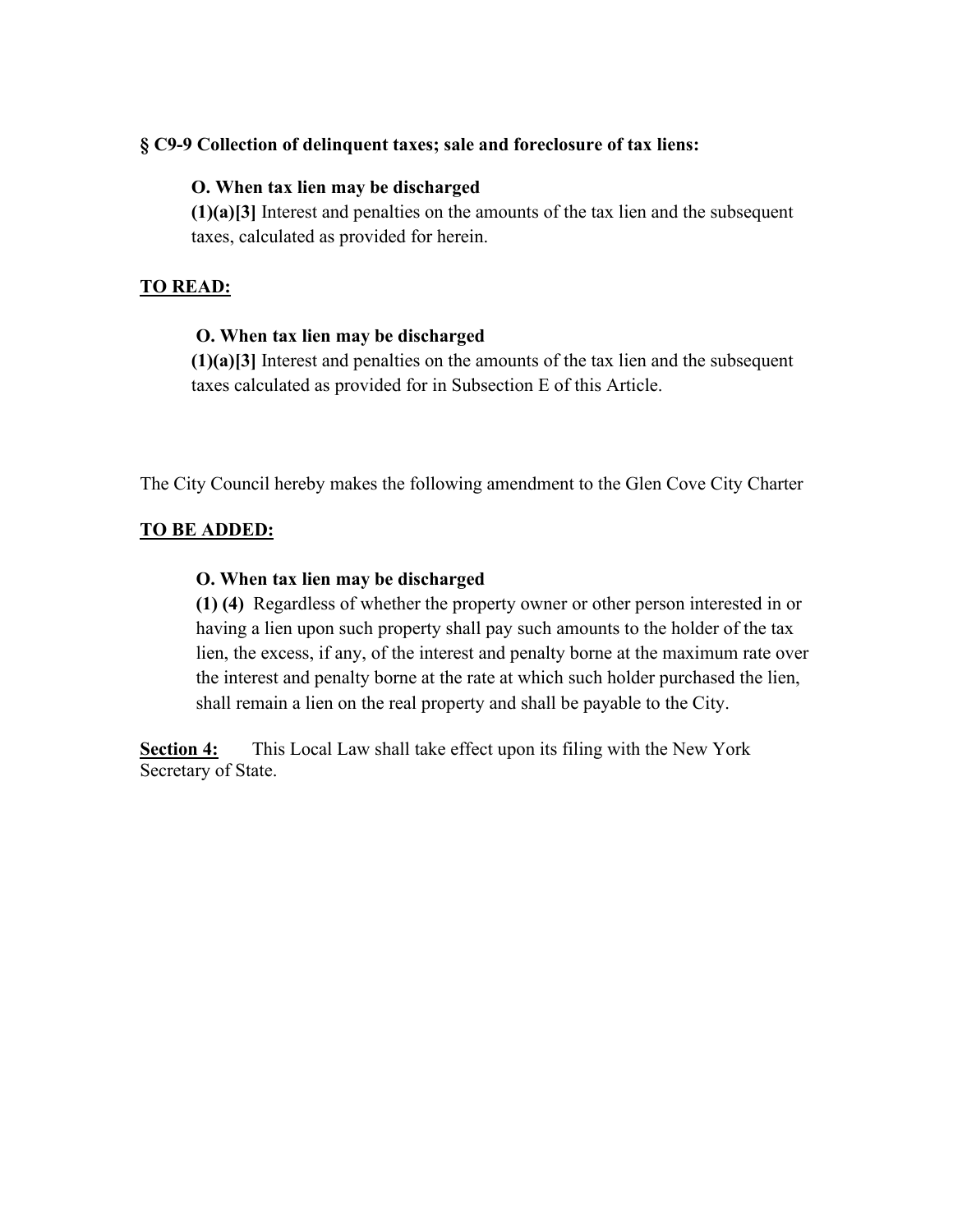**§ C9-9 Collection of delinquent taxes; sale and foreclosure of tax liens:**

> **O. When tax lien may be discharged**
>
> **(1)(a)[3]** Interest and penalties on the amounts of the tax lien and the subsequent taxes, calculated as provided for herein.

**TO READ:**

> **O. When tax lien may be discharged**
>
> **(1)(a)[3]** Interest and penalties on the amounts of the tax lien and the subsequent taxes calculated as provided for in Subsection E of this Article.

The City Council hereby makes the following amendment to the Glen Cove City Charter

**TO BE ADDED:**

> **O. When tax lien may be discharged**
>
> **(1) (4)** Regardless of whether the property owner or other person interested in or having a lien upon such property shall pay such amounts to the holder of the tax lien, the excess, if any, of the interest and penalty borne at the maximum rate over the interest and penalty borne at the rate at which such holder purchased the lien, shall remain a lien on the real property and shall be payable to the City.

**Section 4:** This Local Law shall take effect upon its filing with the New York Secretary of State.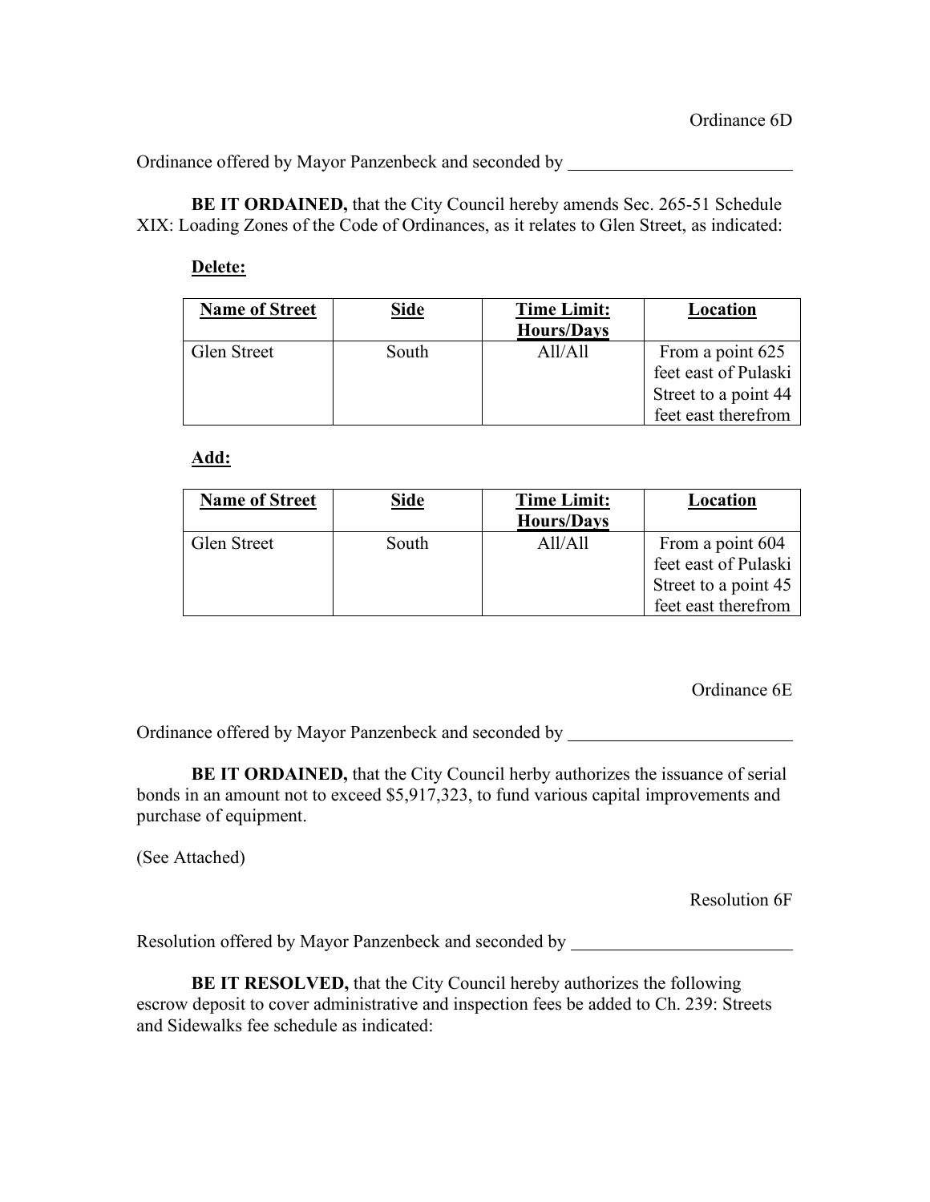Ordinance 6D

Ordinance offered by Mayor Panzenbeck and seconded by \_\_\_\_\_\_\_\_\_\_\_\_\_\_\_\_\_\_\_\_\_\_\_\_\_

**BE IT ORDAINED,** that the City Council hereby amends Sec. 265-51 Schedule XIX: Loading Zones of the Code of Ordinances, as it relates to Glen Street, as indicated:

**Delete:**

| Name of Street | Side | Time Limit: Hours/Days | Location |
|---|---|---|---|
| Glen Street | South | All/All | From a point 625 feet east of Pulaski Street to a point 44 feet east therefrom |

**Add:**

| Name of Street | Side | Time Limit: Hours/Days | Location |
|---|---|---|---|
| Glen Street | South | All/All | From a point 604 feet east of Pulaski Street to a point 45 feet east therefrom |

Ordinance 6E

Ordinance offered by Mayor Panzenbeck and seconded by \_\_\_\_\_\_\_\_\_\_\_\_\_\_\_\_\_\_\_\_\_\_\_\_\_

**BE IT ORDAINED,** that the City Council herby authorizes the issuance of serial bonds in an amount not to exceed $5,917,323, to fund various capital improvements and purchase of equipment.

(See Attached)

Resolution 6F

Resolution offered by Mayor Panzenbeck and seconded by \_\_\_\_\_\_\_\_\_\_\_\_\_\_\_\_\_\_\_\_\_\_\_\_\_

**BE IT RESOLVED,** that the City Council hereby authorizes the following escrow deposit to cover administrative and inspection fees be added to Ch. 239: Streets and Sidewalks fee schedule as indicated: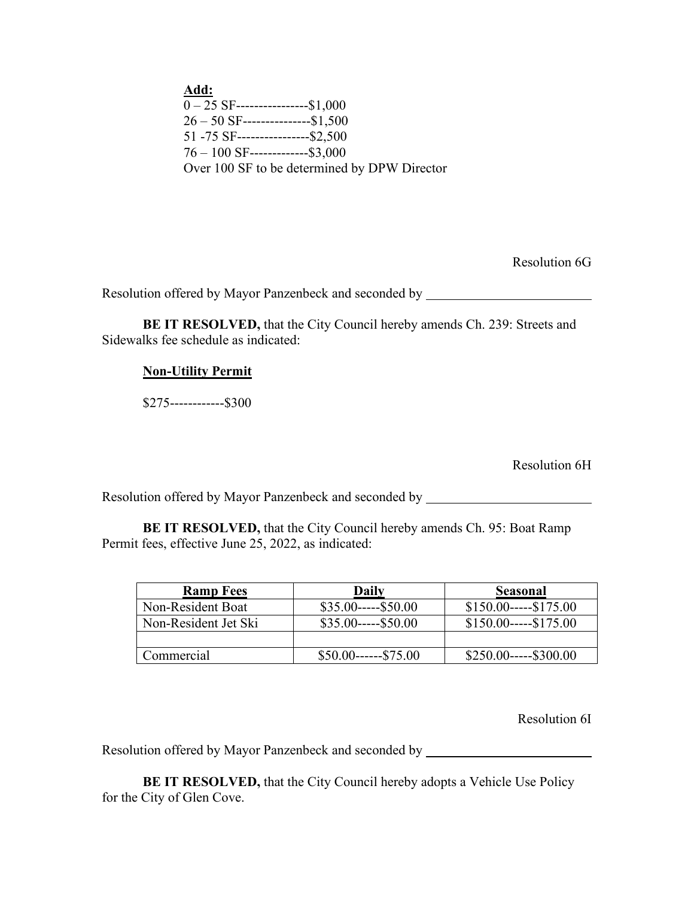**Add:**
0 – 25 SF----------------$1,000
26 – 50 SF---------------$1,500
51 -75 SF----------------$2,500
76 – 100 SF-------------$3,000
Over 100 SF to be determined by DPW Director

Resolution 6G

Resolution offered by Mayor Panzenbeck and seconded by _______________________

**BE IT RESOLVED,** that the City Council hereby amends Ch. 239: Streets and Sidewalks fee schedule as indicated:

**Non-Utility Permit**

$275------------$300

Resolution 6H

Resolution offered by Mayor Panzenbeck and seconded by _______________________

**BE IT RESOLVED,** that the City Council hereby amends Ch. 95: Boat Ramp Permit fees, effective June 25, 2022, as indicated:

| Ramp Fees | Daily | Seasonal |
|---|---|---|
| Non-Resident Boat | $35.00-----$50.00 | $150.00-----$175.00 |
| Non-Resident Jet Ski | $35.00-----$50.00 | $150.00-----$175.00 |
| | | |
| Commercial | $50.00------$75.00 | $250.00-----$300.00 |

Resolution 6I

Resolution offered by Mayor Panzenbeck and seconded by _______________________

**BE IT RESOLVED,** that the City Council hereby adopts a Vehicle Use Policy for the City of Glen Cove.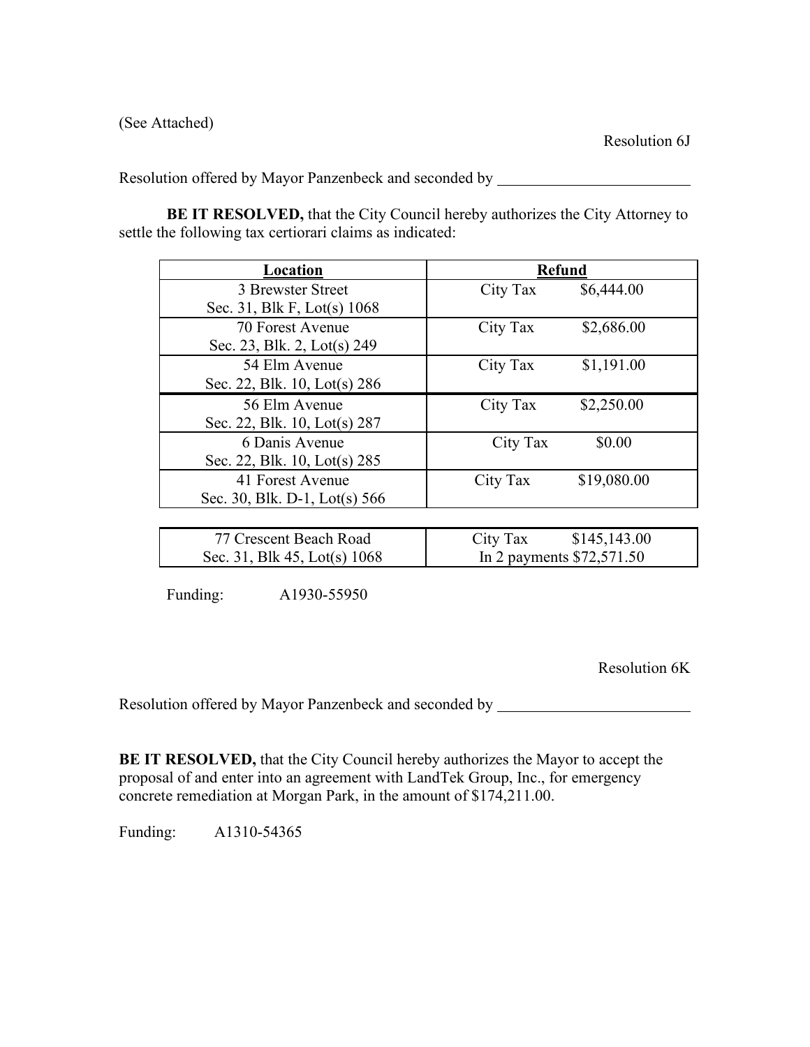(See Attached)

Resolution 6J

Resolution offered by Mayor Panzenbeck and seconded by ________________________

**BE IT RESOLVED,** that the City Council hereby authorizes the City Attorney to settle the following tax certiorari claims as indicated:

| **Location** | **Refund** |
|---|---|
| 3 Brewster Street<br>Sec. 31, Blk F, Lot(s) 1068 | City Tax $6,444.00 |
| 70 Forest Avenue<br>Sec. 23, Blk. 2, Lot(s) 249 | City Tax $2,686.00 |
| 54 Elm Avenue<br>Sec. 22, Blk. 10, Lot(s) 286 | City Tax $1,191.00 |
| 56 Elm Avenue<br>Sec. 22, Blk. 10, Lot(s) 287 | City Tax $2,250.00 |
| 6 Danis Avenue<br>Sec. 22, Blk. 10, Lot(s) 285 | City Tax $0.00 |
| 41 Forest Avenue<br>Sec. 30, Blk. D-1, Lot(s) 566 | City Tax $19,080.00 |
| 77 Crescent Beach Road<br>Sec. 31, Blk 45, Lot(s) 1068 | City Tax $145,143.00<br>In 2 payments $72,571.50 |

Funding: A1930-55950

Resolution 6K

Resolution offered by Mayor Panzenbeck and seconded by ________________________

**BE IT RESOLVED,** that the City Council hereby authorizes the Mayor to accept the proposal of and enter into an agreement with LandTek Group, Inc., for emergency concrete remediation at Morgan Park, in the amount of $174,211.00.

Funding: A1310-54365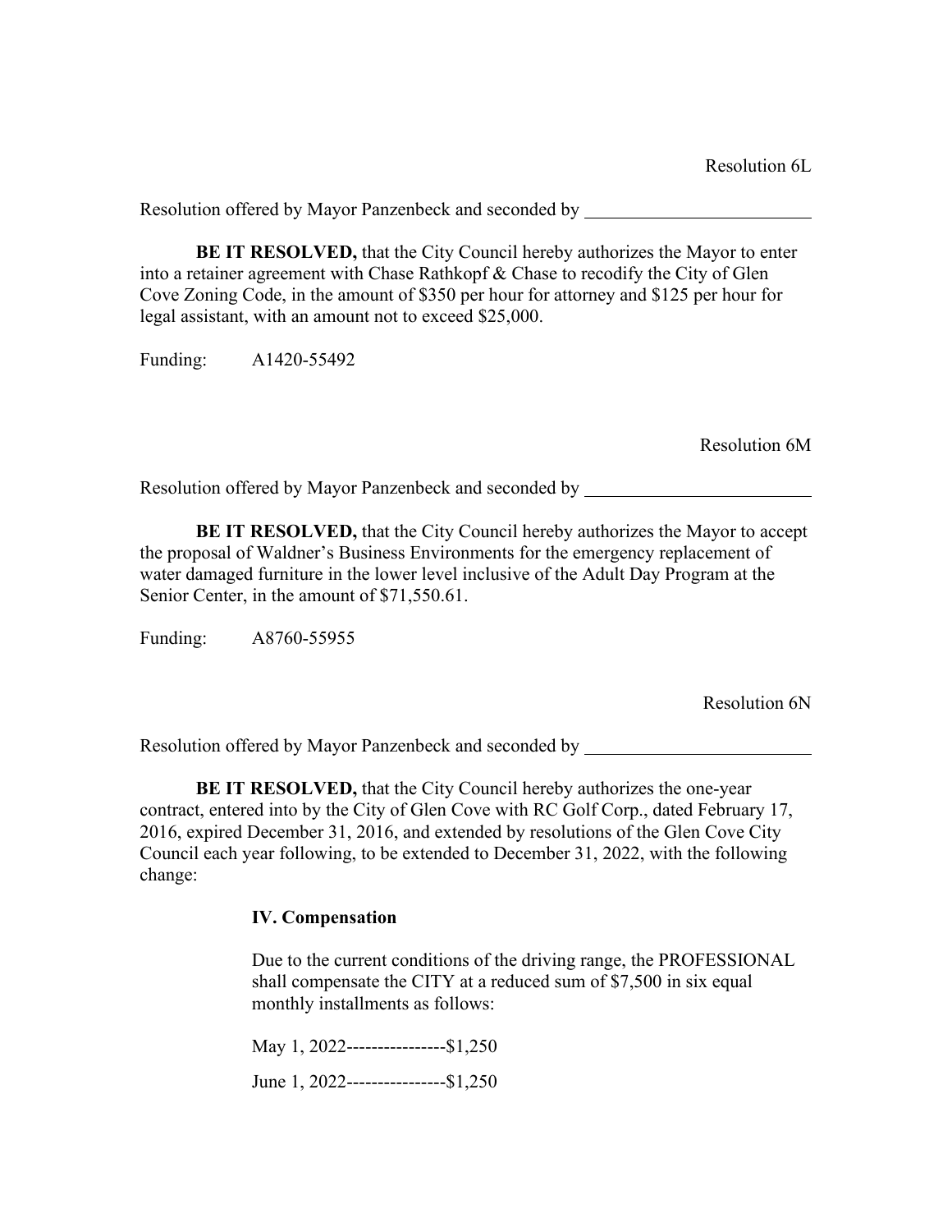Resolution 6L

Resolution offered by Mayor Panzenbeck and seconded by \_\_\_\_\_\_\_\_\_\_\_\_\_\_\_\_\_\_\_\_\_\_\_\_\_

**BE IT RESOLVED,** that the City Council hereby authorizes the Mayor to enter into a retainer agreement with Chase Rathkopf & Chase to recodify the City of Glen Cove Zoning Code, in the amount of $350 per hour for attorney and $125 per hour for legal assistant, with an amount not to exceed $25,000.

Funding: A1420-55492

Resolution 6M

Resolution offered by Mayor Panzenbeck and seconded by \_\_\_\_\_\_\_\_\_\_\_\_\_\_\_\_\_\_\_\_\_\_\_\_\_

**BE IT RESOLVED,** that the City Council hereby authorizes the Mayor to accept the proposal of Waldner's Business Environments for the emergency replacement of water damaged furniture in the lower level inclusive of the Adult Day Program at the Senior Center, in the amount of $71,550.61.

Funding: A8760-55955

Resolution 6N

Resolution offered by Mayor Panzenbeck and seconded by \_\_\_\_\_\_\_\_\_\_\_\_\_\_\_\_\_\_\_\_\_\_\_\_\_

**BE IT RESOLVED,** that the City Council hereby authorizes the one-year contract, entered into by the City of Glen Cove with RC Golf Corp., dated February 17, 2016, expired December 31, 2016, and extended by resolutions of the Glen Cove City Council each year following, to be extended to December 31, 2022, with the following change:

**IV. Compensation**

Due to the current conditions of the driving range, the PROFESSIONAL shall compensate the CITY at a reduced sum of $7,500 in six equal monthly installments as follows:

May 1, 2022----------------$1,250

June 1, 2022----------------$1,250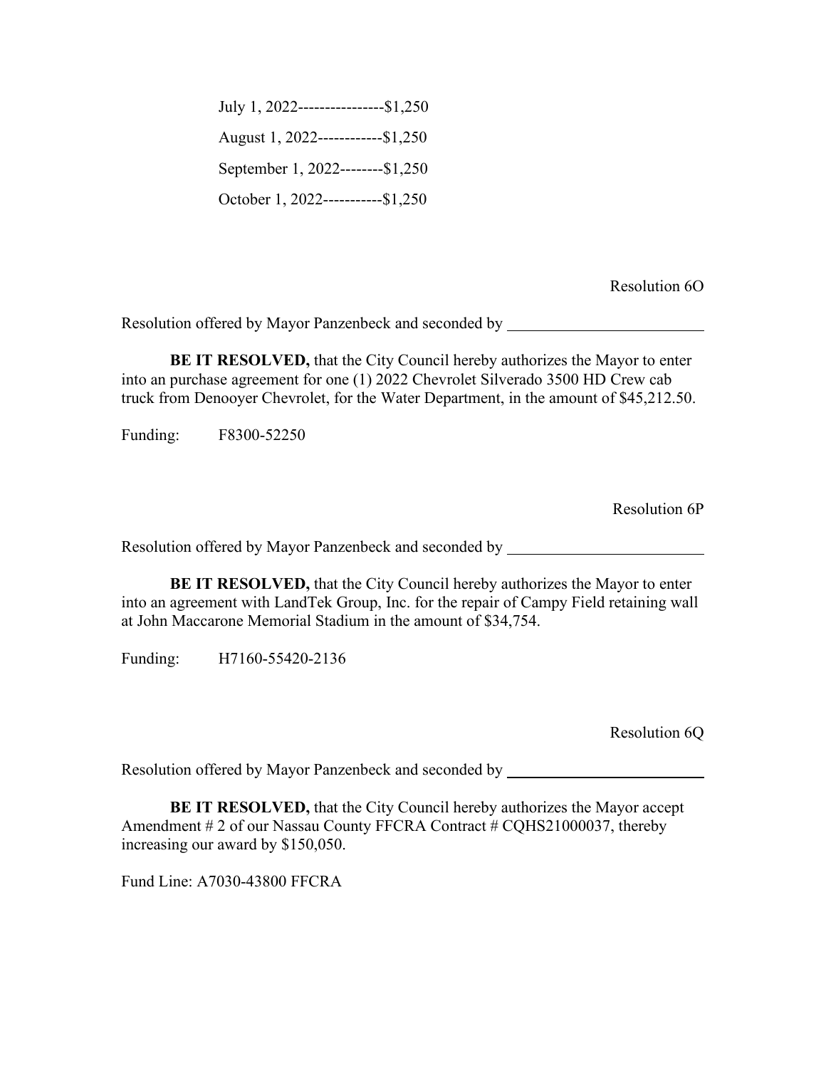July 1, 2022----------------$1,250

August 1, 2022------------$1,250

September 1, 2022--------$1,250

October 1, 2022-----------$1,250

Resolution 6O

Resolution offered by Mayor Panzenbeck and seconded by ________________________

**BE IT RESOLVED,** that the City Council hereby authorizes the Mayor to enter into an purchase agreement for one (1) 2022 Chevrolet Silverado 3500 HD Crew cab truck from Denooyer Chevrolet, for the Water Department, in the amount of $45,212.50.

Funding: F8300-52250

Resolution 6P

Resolution offered by Mayor Panzenbeck and seconded by ________________________

**BE IT RESOLVED,** that the City Council hereby authorizes the Mayor to enter into an agreement with LandTek Group, Inc. for the repair of Campy Field retaining wall at John Maccarone Memorial Stadium in the amount of $34,754.

Funding: H7160-55420-2136

Resolution 6Q

Resolution offered by Mayor Panzenbeck and seconded by ________________________

**BE IT RESOLVED,** that the City Council hereby authorizes the Mayor accept Amendment # 2 of our Nassau County FFCRA Contract # CQHS21000037, thereby increasing our award by $150,050.

Fund Line: A7030-43800 FFCRA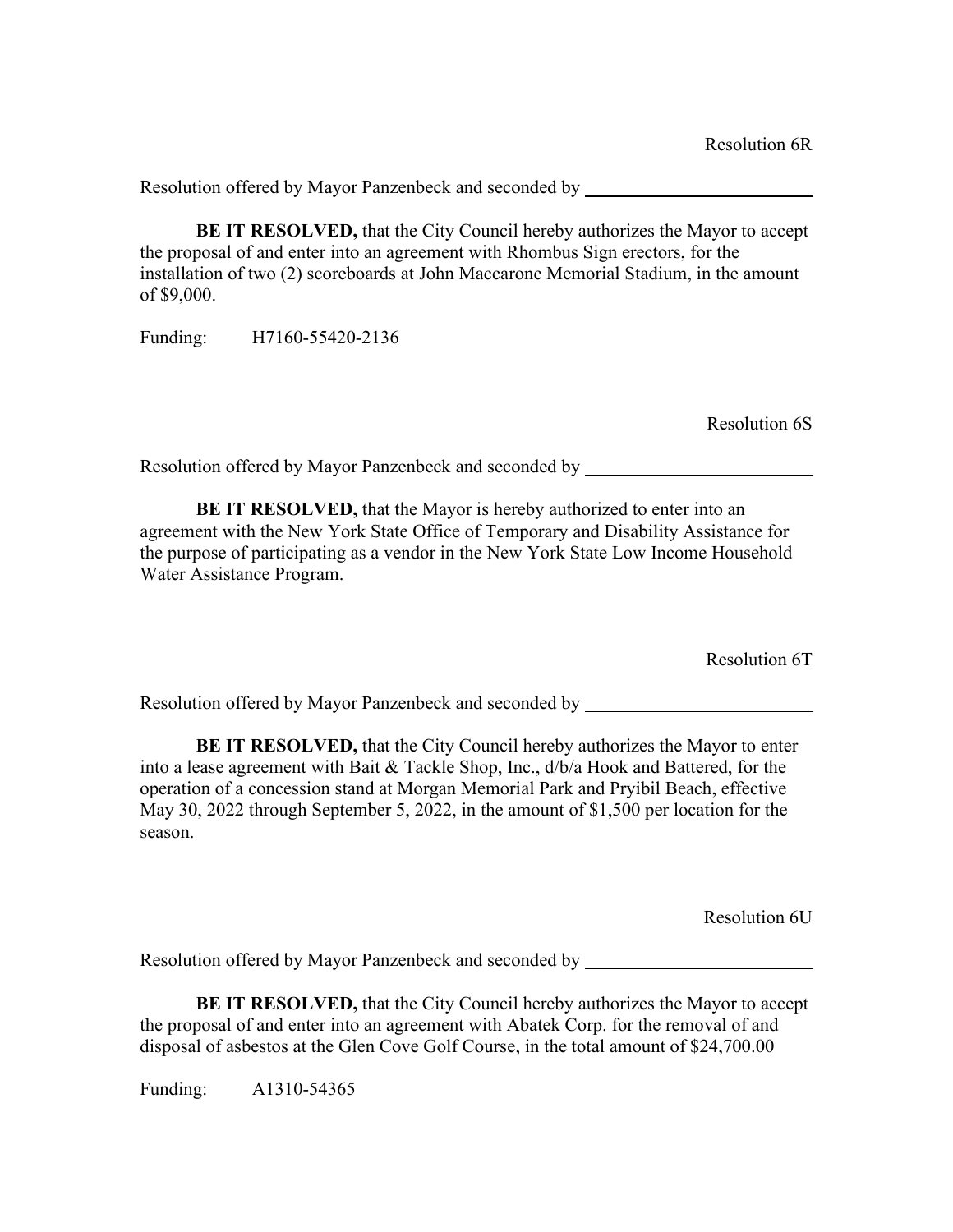Resolution 6R

Resolution offered by Mayor Panzenbeck and seconded by ________________________

**BE IT RESOLVED,** that the City Council hereby authorizes the Mayor to accept the proposal of and enter into an agreement with Rhombus Sign erectors, for the installation of two (2) scoreboards at John Maccarone Memorial Stadium, in the amount of $9,000.

Funding: H7160-55420-2136

Resolution 6S

Resolution offered by Mayor Panzenbeck and seconded by ________________________

**BE IT RESOLVED,** that the Mayor is hereby authorized to enter into an agreement with the New York State Office of Temporary and Disability Assistance for the purpose of participating as a vendor in the New York State Low Income Household Water Assistance Program.

Resolution 6T

Resolution offered by Mayor Panzenbeck and seconded by ________________________

**BE IT RESOLVED,** that the City Council hereby authorizes the Mayor to enter into a lease agreement with Bait & Tackle Shop, Inc., d/b/a Hook and Battered, for the operation of a concession stand at Morgan Memorial Park and Pryibil Beach, effective May 30, 2022 through September 5, 2022, in the amount of $1,500 per location for the season.

Resolution 6U

Resolution offered by Mayor Panzenbeck and seconded by ________________________

**BE IT RESOLVED,** that the City Council hereby authorizes the Mayor to accept the proposal of and enter into an agreement with Abatek Corp. for the removal of and disposal of asbestos at the Glen Cove Golf Course, in the total amount of $24,700.00

Funding: A1310-54365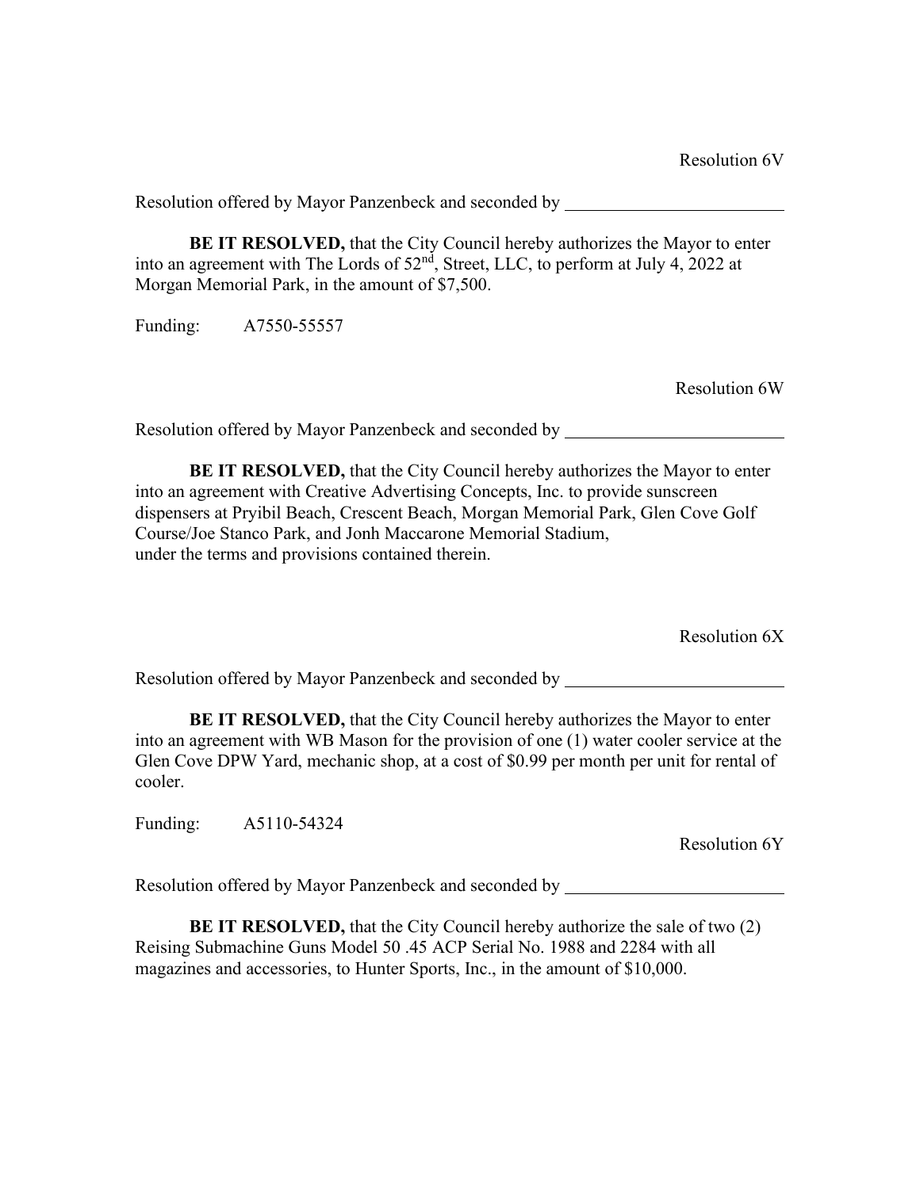Resolution 6V

Resolution offered by Mayor Panzenbeck and seconded by \_\_\_\_\_\_\_\_\_\_\_\_\_\_\_\_\_\_\_\_\_\_\_\_

**BE IT RESOLVED,** that the City Council hereby authorizes the Mayor to enter into an agreement with The Lords of 52nd, Street, LLC, to perform at July 4, 2022 at Morgan Memorial Park, in the amount of $7,500.

Funding: A7550-55557

Resolution 6W

Resolution offered by Mayor Panzenbeck and seconded by \_\_\_\_\_\_\_\_\_\_\_\_\_\_\_\_\_\_\_\_\_\_\_\_

**BE IT RESOLVED,** that the City Council hereby authorizes the Mayor to enter into an agreement with Creative Advertising Concepts, Inc. to provide sunscreen dispensers at Pryibil Beach, Crescent Beach, Morgan Memorial Park, Glen Cove Golf Course/Joe Stanco Park, and Jonh Maccarone Memorial Stadium, under the terms and provisions contained therein.

Resolution 6X

Resolution offered by Mayor Panzenbeck and seconded by \_\_\_\_\_\_\_\_\_\_\_\_\_\_\_\_\_\_\_\_\_\_\_\_

**BE IT RESOLVED,** that the City Council hereby authorizes the Mayor to enter into an agreement with WB Mason for the provision of one (1) water cooler service at the Glen Cove DPW Yard, mechanic shop, at a cost of $0.99 per month per unit for rental of cooler.

Funding: A5110-54324

Resolution 6Y

Resolution offered by Mayor Panzenbeck and seconded by \_\_\_\_\_\_\_\_\_\_\_\_\_\_\_\_\_\_\_\_\_\_\_\_

**BE IT RESOLVED,** that the City Council hereby authorize the sale of two (2) Reising Submachine Guns Model 50 .45 ACP Serial No. 1988 and 2284 with all magazines and accessories, to Hunter Sports, Inc., in the amount of $10,000.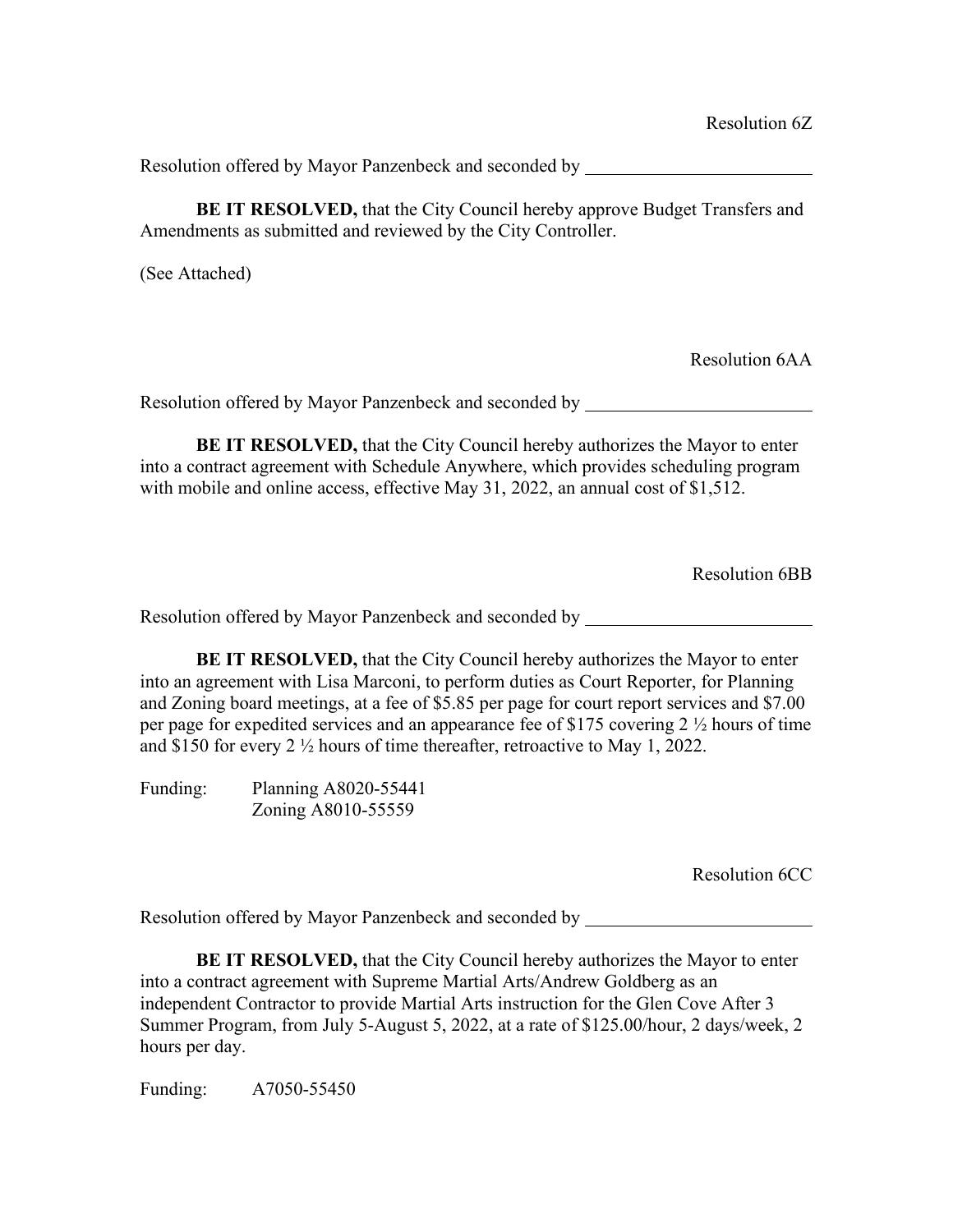Resolution 6Z

Resolution offered by Mayor Panzenbeck and seconded by ________________________

**BE IT RESOLVED,** that the City Council hereby approve Budget Transfers and Amendments as submitted and reviewed by the City Controller.

(See Attached)

Resolution 6AA

Resolution offered by Mayor Panzenbeck and seconded by ________________________

**BE IT RESOLVED,** that the City Council hereby authorizes the Mayor to enter into a contract agreement with Schedule Anywhere, which provides scheduling program with mobile and online access, effective May 31, 2022, an annual cost of $1,512.

Resolution 6BB

Resolution offered by Mayor Panzenbeck and seconded by ________________________

**BE IT RESOLVED,** that the City Council hereby authorizes the Mayor to enter into an agreement with Lisa Marconi, to perform duties as Court Reporter, for Planning and Zoning board meetings, at a fee of $5.85 per page for court report services and $7.00 per page for expedited services and an appearance fee of $175 covering 2 ½ hours of time and $150 for every 2 ½ hours of time thereafter, retroactive to May 1, 2022.

Funding: Planning A8020-55441
Zoning A8010-55559

Resolution 6CC

Resolution offered by Mayor Panzenbeck and seconded by ________________________

**BE IT RESOLVED,** that the City Council hereby authorizes the Mayor to enter into a contract agreement with Supreme Martial Arts/Andrew Goldberg as an independent Contractor to provide Martial Arts instruction for the Glen Cove After 3 Summer Program, from July 5-August 5, 2022, at a rate of $125.00/hour, 2 days/week, 2 hours per day.

Funding: A7050-55450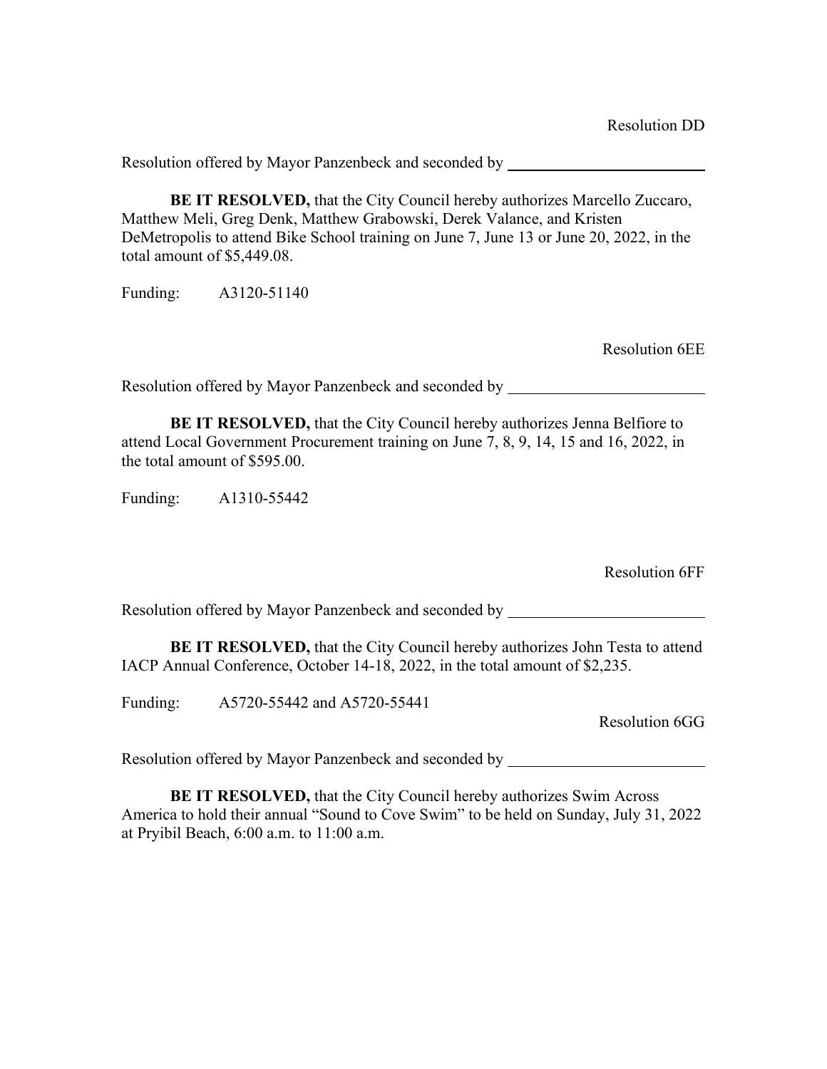Resolution DD

Resolution offered by Mayor Panzenbeck and seconded by \_\_\_\_\_\_\_\_\_\_\_\_\_\_\_\_\_\_\_\_\_\_\_\_

**BE IT RESOLVED,** that the City Council hereby authorizes Marcello Zuccaro, Matthew Meli, Greg Denk, Matthew Grabowski, Derek Valance, and Kristen DeMetropolis to attend Bike School training on June 7, June 13 or June 20, 2022, in the total amount of $5,449.08.

Funding: A3120-51140

Resolution 6EE

Resolution offered by Mayor Panzenbeck and seconded by \_\_\_\_\_\_\_\_\_\_\_\_\_\_\_\_\_\_\_\_\_\_\_\_

**BE IT RESOLVED,** that the City Council hereby authorizes Jenna Belfiore to attend Local Government Procurement training on June 7, 8, 9, 14, 15 and 16, 2022, in the total amount of $595.00.

Funding: A1310-55442

Resolution 6FF

Resolution offered by Mayor Panzenbeck and seconded by \_\_\_\_\_\_\_\_\_\_\_\_\_\_\_\_\_\_\_\_\_\_\_\_

**BE IT RESOLVED,** that the City Council hereby authorizes John Testa to attend IACP Annual Conference, October 14-18, 2022, in the total amount of $2,235.

Funding: A5720-55442 and A5720-55441

Resolution 6GG

Resolution offered by Mayor Panzenbeck and seconded by \_\_\_\_\_\_\_\_\_\_\_\_\_\_\_\_\_\_\_\_\_\_\_\_

**BE IT RESOLVED,** that the City Council hereby authorizes Swim Across America to hold their annual "Sound to Cove Swim" to be held on Sunday, July 31, 2022 at Pryibil Beach, 6:00 a.m. to 11:00 a.m.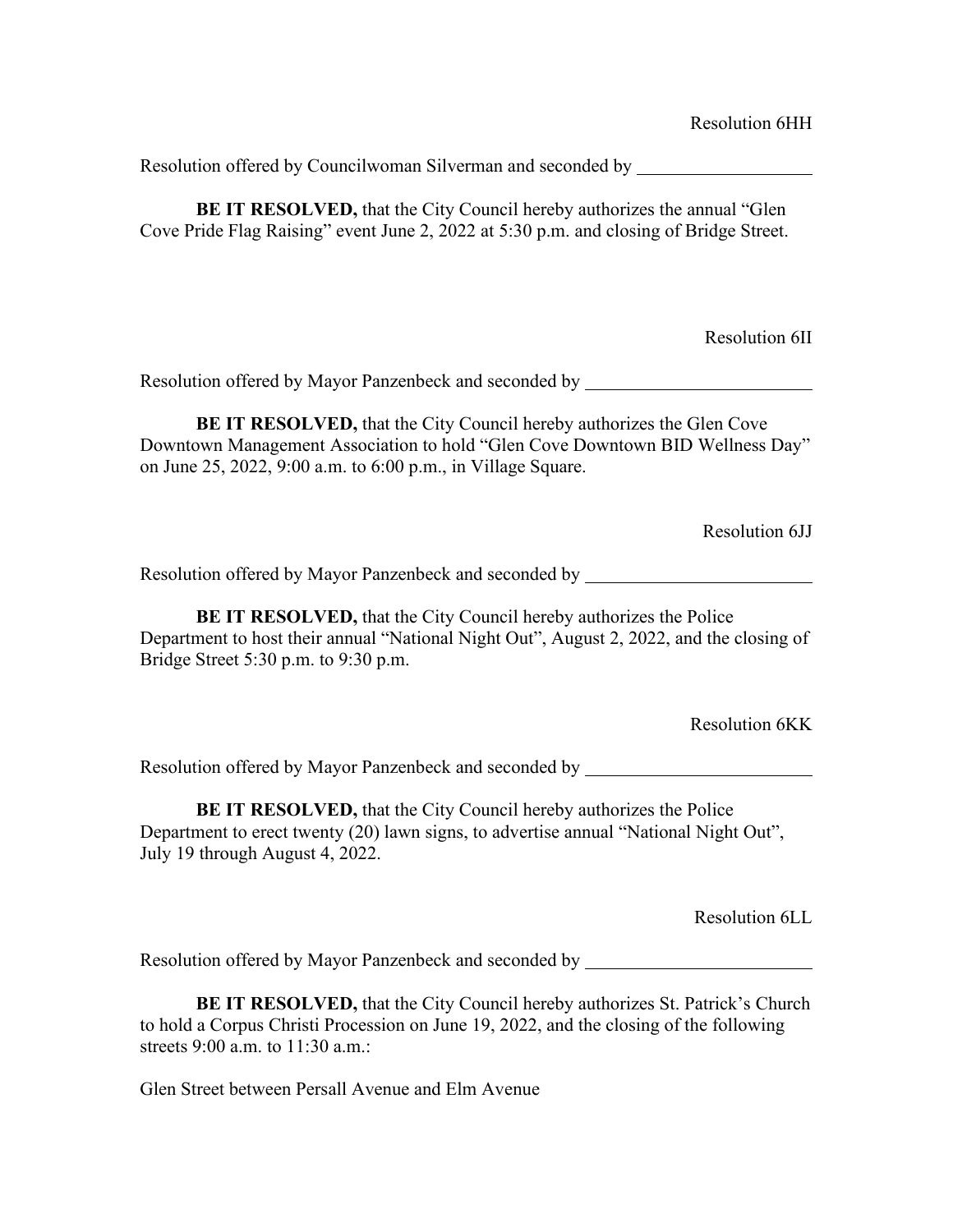Resolution 6HH

Resolution offered by Councilwoman Silverman and seconded by ____________________

**BE IT RESOLVED,** that the City Council hereby authorizes the annual "Glen Cove Pride Flag Raising" event June 2, 2022 at 5:30 p.m. and closing of Bridge Street.

Resolution 6II

Resolution offered by Mayor Panzenbeck and seconded by __________________________

**BE IT RESOLVED,** that the City Council hereby authorizes the Glen Cove Downtown Management Association to hold "Glen Cove Downtown BID Wellness Day" on June 25, 2022, 9:00 a.m. to 6:00 p.m., in Village Square.

Resolution 6JJ

Resolution offered by Mayor Panzenbeck and seconded by __________________________

**BE IT RESOLVED,** that the City Council hereby authorizes the Police Department to host their annual "National Night Out", August 2, 2022, and the closing of Bridge Street 5:30 p.m. to 9:30 p.m.

Resolution 6KK

Resolution offered by Mayor Panzenbeck and seconded by __________________________

**BE IT RESOLVED,** that the City Council hereby authorizes the Police Department to erect twenty (20) lawn signs, to advertise annual "National Night Out", July 19 through August 4, 2022.

Resolution 6LL

Resolution offered by Mayor Panzenbeck and seconded by __________________________

**BE IT RESOLVED,** that the City Council hereby authorizes St. Patrick's Church to hold a Corpus Christi Procession on June 19, 2022, and the closing of the following streets 9:00 a.m. to 11:30 a.m.:

Glen Street between Persall Avenue and Elm Avenue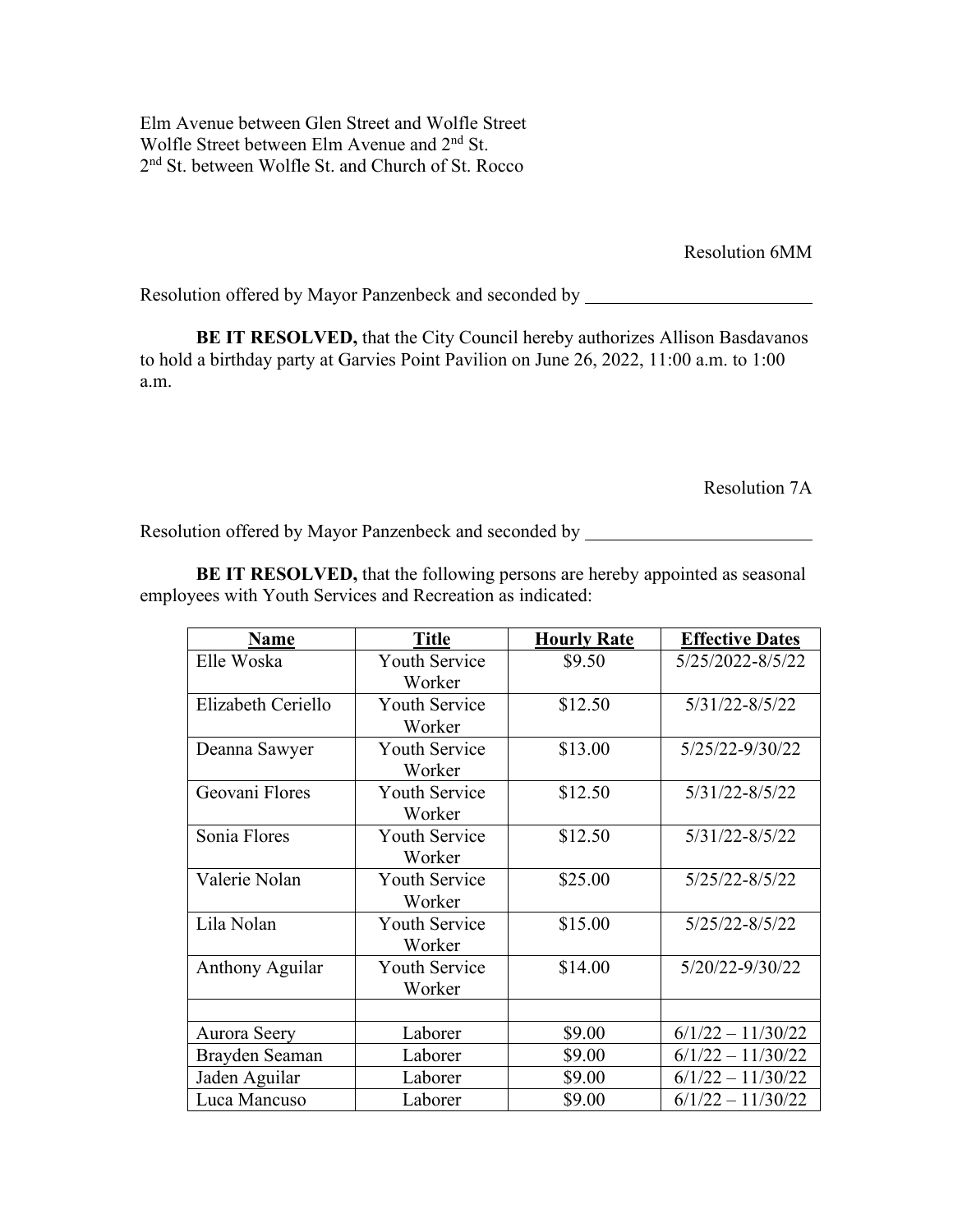Elm Avenue between Glen Street and Wolfle Street
Wolfle Street between Elm Avenue and 2nd St.
2nd St. between Wolfle St. and Church of St. Rocco

Resolution 6MM

Resolution offered by Mayor Panzenbeck and seconded by _________________________

**BE IT RESOLVED,** that the City Council hereby authorizes Allison Basdavanos to hold a birthday party at Garvies Point Pavilion on June 26, 2022, 11:00 a.m. to 1:00 a.m.

Resolution 7A

Resolution offered by Mayor Panzenbeck and seconded by _________________________

**BE IT RESOLVED,** that the following persons are hereby appointed as seasonal employees with Youth Services and Recreation as indicated:

| Name | Title | Hourly Rate | Effective Dates |
|---|---|---|---|
| Elle Woska | Youth Service Worker | $9.50 | 5/25/2022-8/5/22 |
| Elizabeth Ceriello | Youth Service Worker | $12.50 | 5/31/22-8/5/22 |
| Deanna Sawyer | Youth Service Worker | $13.00 | 5/25/22-9/30/22 |
| Geovani Flores | Youth Service Worker | $12.50 | 5/31/22-8/5/22 |
| Sonia Flores | Youth Service Worker | $12.50 | 5/31/22-8/5/22 |
| Valerie Nolan | Youth Service Worker | $25.00 | 5/25/22-8/5/22 |
| Lila Nolan | Youth Service Worker | $15.00 | 5/25/22-8/5/22 |
| Anthony Aguilar | Youth Service Worker | $14.00 | 5/20/22-9/30/22 |
| | | | |
| Aurora Seery | Laborer | $9.00 | 6/1/22 – 11/30/22 |
| Brayden Seaman | Laborer | $9.00 | 6/1/22 – 11/30/22 |
| Jaden Aguilar | Laborer | $9.00 | 6/1/22 – 11/30/22 |
| Luca Mancuso | Laborer | $9.00 | 6/1/22 – 11/30/22 |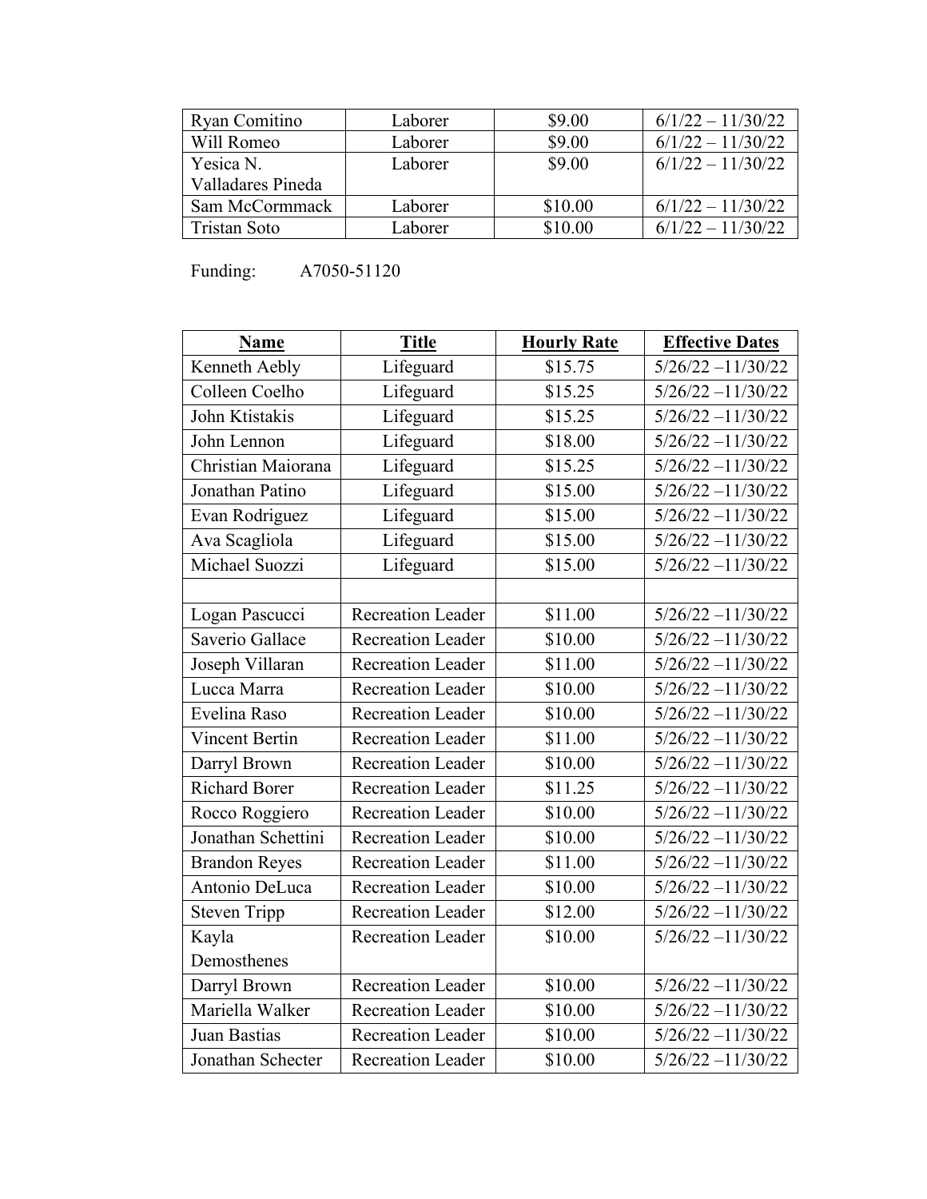| | | | |
|---|---|---|---|
| Ryan Comitino | Laborer | $9.00 | 6/1/22 – 11/30/22 |
| Will Romeo | Laborer | $9.00 | 6/1/22 – 11/30/22 |
| Yesica N. Valladares Pineda | Laborer | $9.00 | 6/1/22 – 11/30/22 |
| Sam McCormmack | Laborer | $10.00 | 6/1/22 – 11/30/22 |
| Tristan Soto | Laborer | $10.00 | 6/1/22 – 11/30/22 |

Funding: A7050-51120

| Name | Title | Hourly Rate | Effective Dates |
|---|---|---|---|
| Kenneth Aebly | Lifeguard | $15.75 | 5/26/22 –11/30/22 |
| Colleen Coelho | Lifeguard | $15.25 | 5/26/22 –11/30/22 |
| John Ktistakis | Lifeguard | $15.25 | 5/26/22 –11/30/22 |
| John Lennon | Lifeguard | $18.00 | 5/26/22 –11/30/22 |
| Christian Maiorana | Lifeguard | $15.25 | 5/26/22 –11/30/22 |
| Jonathan Patino | Lifeguard | $15.00 | 5/26/22 –11/30/22 |
| Evan Rodriguez | Lifeguard | $15.00 | 5/26/22 –11/30/22 |
| Ava Scagliola | Lifeguard | $15.00 | 5/26/22 –11/30/22 |
| Michael Suozzi | Lifeguard | $15.00 | 5/26/22 –11/30/22 |
| | | | |
| Logan Pascucci | Recreation Leader | $11.00 | 5/26/22 –11/30/22 |
| Saverio Gallace | Recreation Leader | $10.00 | 5/26/22 –11/30/22 |
| Joseph Villaran | Recreation Leader | $11.00 | 5/26/22 –11/30/22 |
| Lucca Marra | Recreation Leader | $10.00 | 5/26/22 –11/30/22 |
| Evelina Raso | Recreation Leader | $10.00 | 5/26/22 –11/30/22 |
| Vincent Bertin | Recreation Leader | $11.00 | 5/26/22 –11/30/22 |
| Darryl Brown | Recreation Leader | $10.00 | 5/26/22 –11/30/22 |
| Richard Borer | Recreation Leader | $11.25 | 5/26/22 –11/30/22 |
| Rocco Roggiero | Recreation Leader | $10.00 | 5/26/22 –11/30/22 |
| Jonathan Schettini | Recreation Leader | $10.00 | 5/26/22 –11/30/22 |
| Brandon Reyes | Recreation Leader | $11.00 | 5/26/22 –11/30/22 |
| Antonio DeLuca | Recreation Leader | $10.00 | 5/26/22 –11/30/22 |
| Steven Tripp | Recreation Leader | $12.00 | 5/26/22 –11/30/22 |
| Kayla Demosthenes | Recreation Leader | $10.00 | 5/26/22 –11/30/22 |
| Darryl Brown | Recreation Leader | $10.00 | 5/26/22 –11/30/22 |
| Mariella Walker | Recreation Leader | $10.00 | 5/26/22 –11/30/22 |
| Juan Bastias | Recreation Leader | $10.00 | 5/26/22 –11/30/22 |
| Jonathan Schecter | Recreation Leader | $10.00 | 5/26/22 –11/30/22 |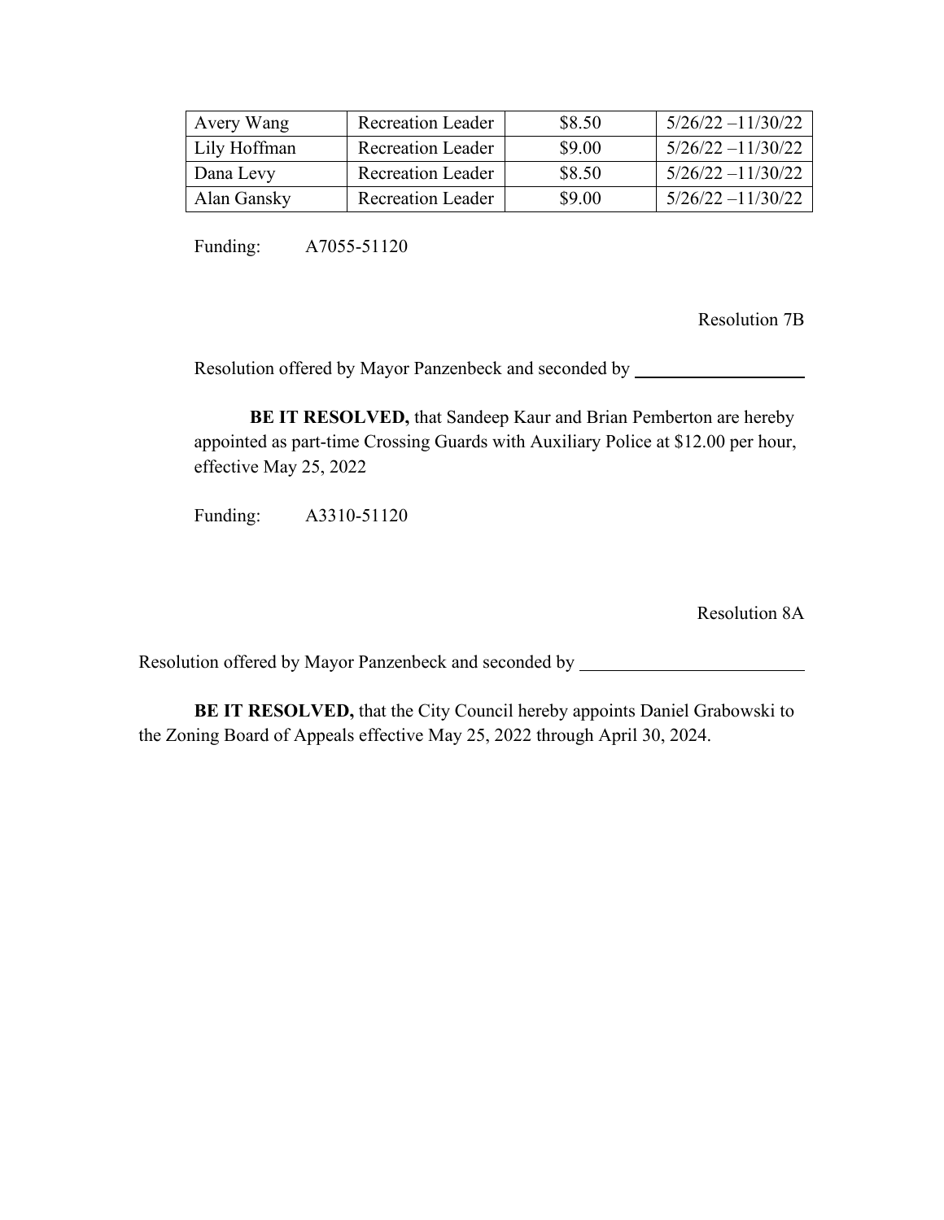| | | | |
|---|---|---|---|
| Avery Wang | Recreation Leader | $8.50 | 5/26/22 –11/30/22 |
| Lily Hoffman | Recreation Leader | $9.00 | 5/26/22 –11/30/22 |
| Dana Levy | Recreation Leader | $8.50 | 5/26/22 –11/30/22 |
| Alan Gansky | Recreation Leader | $9.00 | 5/26/22 –11/30/22 |

Funding: A7055-51120

Resolution 7B

Resolution offered by Mayor Panzenbeck and seconded by ___________________

**BE IT RESOLVED,** that Sandeep Kaur and Brian Pemberton are hereby appointed as part-time Crossing Guards with Auxiliary Police at $12.00 per hour, effective May 25, 2022

Funding: A3310-51120

Resolution 8A

Resolution offered by Mayor Panzenbeck and seconded by _________________________

**BE IT RESOLVED,** that the City Council hereby appoints Daniel Grabowski to the Zoning Board of Appeals effective May 25, 2022 through April 30, 2024.